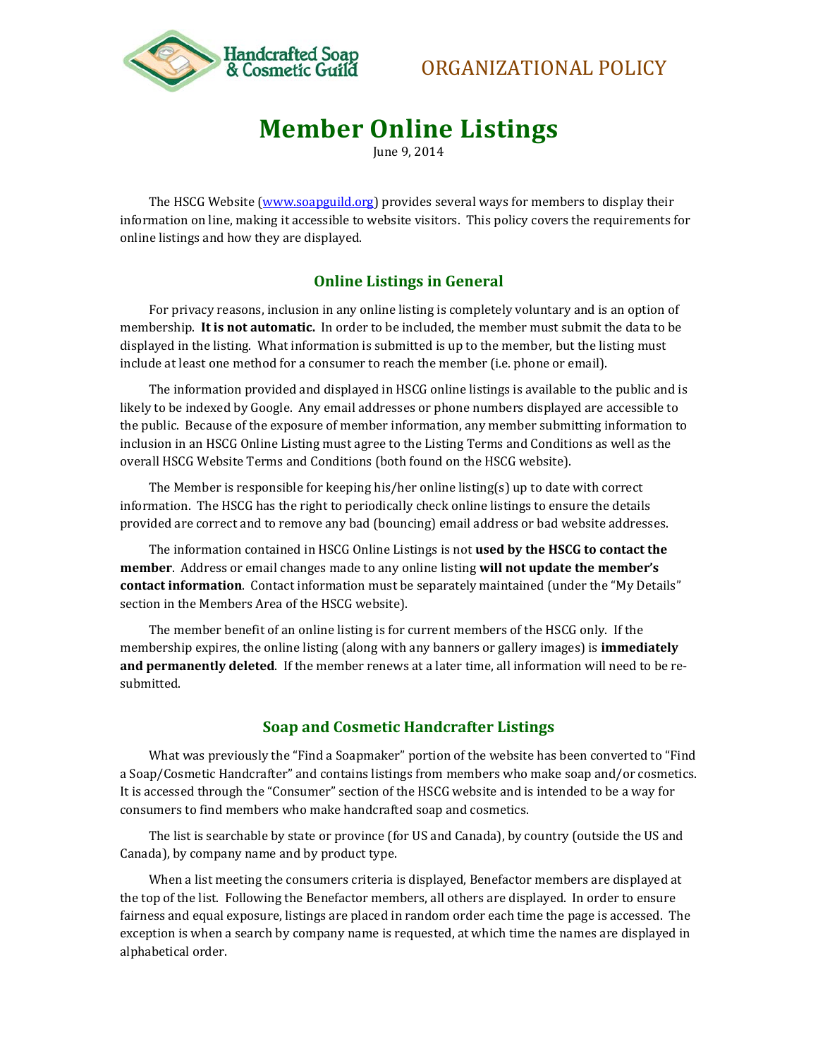ORGANIZATIONAL POLICY

# Member Online Listings

June 9, 2014

The HSCG Website (www.soapguild.org) provides several ways for members to display their information on line, making it accessible to website visitors. This policy covers the requirements for online listings and how they are displayed.

## Online Listings in General

For privacy reasons, inclusion in any online listing is completely voluntary and is an option of membership. **It is not automatic.** In order to be included, the member must submit the data to be displayed in the listing. What information is submitted is up to the member, but the listing must include at least one method for a consumer to reach the member (i.e. phone or email).

The information provided and displayed in HSCG online listings is available to the public and is likely to be indexed by Google. Any email addresses or phone numbers displayed are accessible to the public. Because of the exposure of member information, any member submitting information to inclusion in an HSCG Online Listing must agree to the Listing Terms and Conditions as well as the overall HSCG Website Terms and Conditions (both found on the HSCG website).

The Member is responsible for keeping his/her online listing(s) up to date with correct information. The HSCG has the right to periodically check online listings to ensure the details provided are correct and to remove any bad (bouncing) email address or bad website addresses.

The information contained in HSCG Online Listings is not **used by the HSCG to contact the member**. Address or email changes made to any online listing **will not update the member's contact information**. Contact information must be separately maintained (under the "My Details" section in the Members Area of the HSCG website).

The member benefit of an online listing is for current members of the HSCG only. If the membership expires, the online listing (along with any banners or gallery images) is **immediately and permanently deleted**. If the member renews at a later time, all information will need to be re-submitted.

## Soap and Cosmetic Handcrafter Listings

What was previously the "Find a Soapmaker" portion of the website has been converted to "Find a Soap/Cosmetic Handcrafter" and contains listings from members who make soap and/or cosmetics. It is accessed through the "Consumer" section of the HSCG website and is intended to be a way for consumers to find members who make handcrafted soap and cosmetics.

The list is searchable by state or province (for US and Canada), by country (outside the US and Canada), by company name and by product type.

When a list meeting the consumers criteria is displayed, Benefactor members are displayed at the top of the list. Following the Benefactor members, all others are displayed. In order to ensure fairness and equal exposure, listings are placed in random order each time the page is accessed. The exception is when a search by company name is requested, at which time the names are displayed in alphabetical order.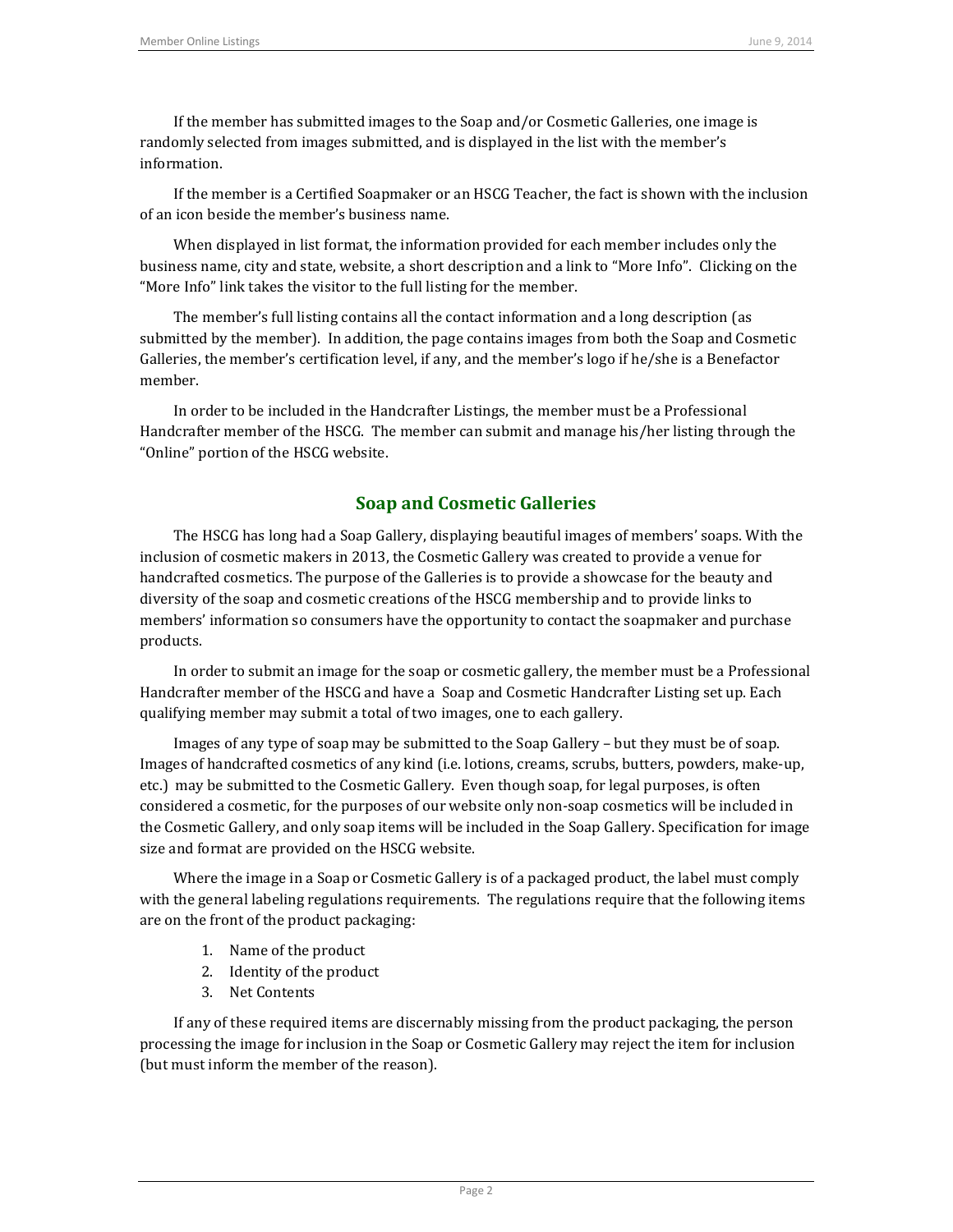If the member has submitted images to the Soap and/or Cosmetic Galleries, one image is randomly selected from images submitted, and is displayed in the list with the member's information.

If the member is a Certified Soapmaker or an HSCG Teacher, the fact is shown with the inclusion of an icon beside the member's business name.

When displayed in list format, the information provided for each member includes only the business name, city and state, website, a short description and a link to "More Info". Clicking on the "More Info" link takes the visitor to the full listing for the member.

The member's full listing contains all the contact information and a long description (as submitted by the member). In addition, the page contains images from both the Soap and Cosmetic Galleries, the member's certification level, if any, and the member's logo if he/she is a Benefactor member.

In order to be included in the Handcrafter Listings, the member must be a Professional Handcrafter member of the HSCG. The member can submit and manage his/her listing through the "Online" portion of the HSCG website.

## Soap and Cosmetic Galleries

The HSCG has long had a Soap Gallery, displaying beautiful images of members' soaps. With the inclusion of cosmetic makers in 2013, the Cosmetic Gallery was created to provide a venue for handcrafted cosmetics. The purpose of the Galleries is to provide a showcase for the beauty and diversity of the soap and cosmetic creations of the HSCG membership and to provide links to members' information so consumers have the opportunity to contact the soapmaker and purchase products.

In order to submit an image for the soap or cosmetic gallery, the member must be a Professional Handcrafter member of the HSCG and have a Soap and Cosmetic Handcrafter Listing set up. Each qualifying member may submit a total of two images, one to each gallery.

Images of any type of soap may be submitted to the Soap Gallery – but they must be of soap. Images of handcrafted cosmetics of any kind (i.e. lotions, creams, scrubs, butters, powders, make-up, etc.) may be submitted to the Cosmetic Gallery. Even though soap, for legal purposes, is often considered a cosmetic, for the purposes of our website only non-soap cosmetics will be included in the Cosmetic Gallery, and only soap items will be included in the Soap Gallery. Specification for image size and format are provided on the HSCG website.

Where the image in a Soap or Cosmetic Gallery is of a packaged product, the label must comply with the general labeling regulations requirements. The regulations require that the following items are on the front of the product packaging:

1. Name of the product
2. Identity of the product
3. Net Contents

If any of these required items are discernably missing from the product packaging, the person processing the image for inclusion in the Soap or Cosmetic Gallery may reject the item for inclusion (but must inform the member of the reason).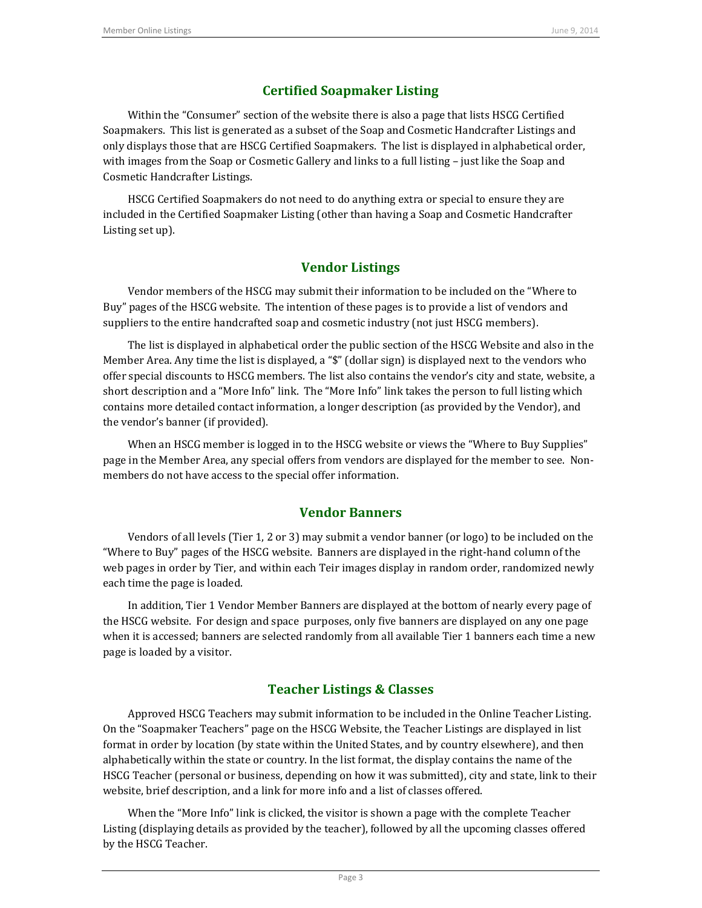## Certified Soapmaker Listing

Within the "Consumer" section of the website there is also a page that lists HSCG Certified Soapmakers. This list is generated as a subset of the Soap and Cosmetic Handcrafter Listings and only displays those that are HSCG Certified Soapmakers. The list is displayed in alphabetical order, with images from the Soap or Cosmetic Gallery and links to a full listing – just like the Soap and Cosmetic Handcrafter Listings.

HSCG Certified Soapmakers do not need to do anything extra or special to ensure they are included in the Certified Soapmaker Listing (other than having a Soap and Cosmetic Handcrafter Listing set up).

## Vendor Listings

Vendor members of the HSCG may submit their information to be included on the "Where to Buy" pages of the HSCG website. The intention of these pages is to provide a list of vendors and suppliers to the entire handcrafted soap and cosmetic industry (not just HSCG members).

The list is displayed in alphabetical order the public section of the HSCG Website and also in the Member Area. Any time the list is displayed, a "$" (dollar sign) is displayed next to the vendors who offer special discounts to HSCG members. The list also contains the vendor's city and state, website, a short description and a "More Info" link. The "More Info" link takes the person to full listing which contains more detailed contact information, a longer description (as provided by the Vendor), and the vendor's banner (if provided).

When an HSCG member is logged in to the HSCG website or views the "Where to Buy Supplies" page in the Member Area, any special offers from vendors are displayed for the member to see. Non-members do not have access to the special offer information.

## Vendor Banners

Vendors of all levels (Tier 1, 2 or 3) may submit a vendor banner (or logo) to be included on the "Where to Buy" pages of the HSCG website. Banners are displayed in the right-hand column of the web pages in order by Tier, and within each Teir images display in random order, randomized newly each time the page is loaded.

In addition, Tier 1 Vendor Member Banners are displayed at the bottom of nearly every page of the HSCG website. For design and space purposes, only five banners are displayed on any one page when it is accessed; banners are selected randomly from all available Tier 1 banners each time a new page is loaded by a visitor.

## Teacher Listings & Classes

Approved HSCG Teachers may submit information to be included in the Online Teacher Listing. On the "Soapmaker Teachers" page on the HSCG Website, the Teacher Listings are displayed in list format in order by location (by state within the United States, and by country elsewhere), and then alphabetically within the state or country. In the list format, the display contains the name of the HSCG Teacher (personal or business, depending on how it was submitted), city and state, link to their website, brief description, and a link for more info and a list of classes offered.

When the "More Info" link is clicked, the visitor is shown a page with the complete Teacher Listing (displaying details as provided by the teacher), followed by all the upcoming classes offered by the HSCG Teacher.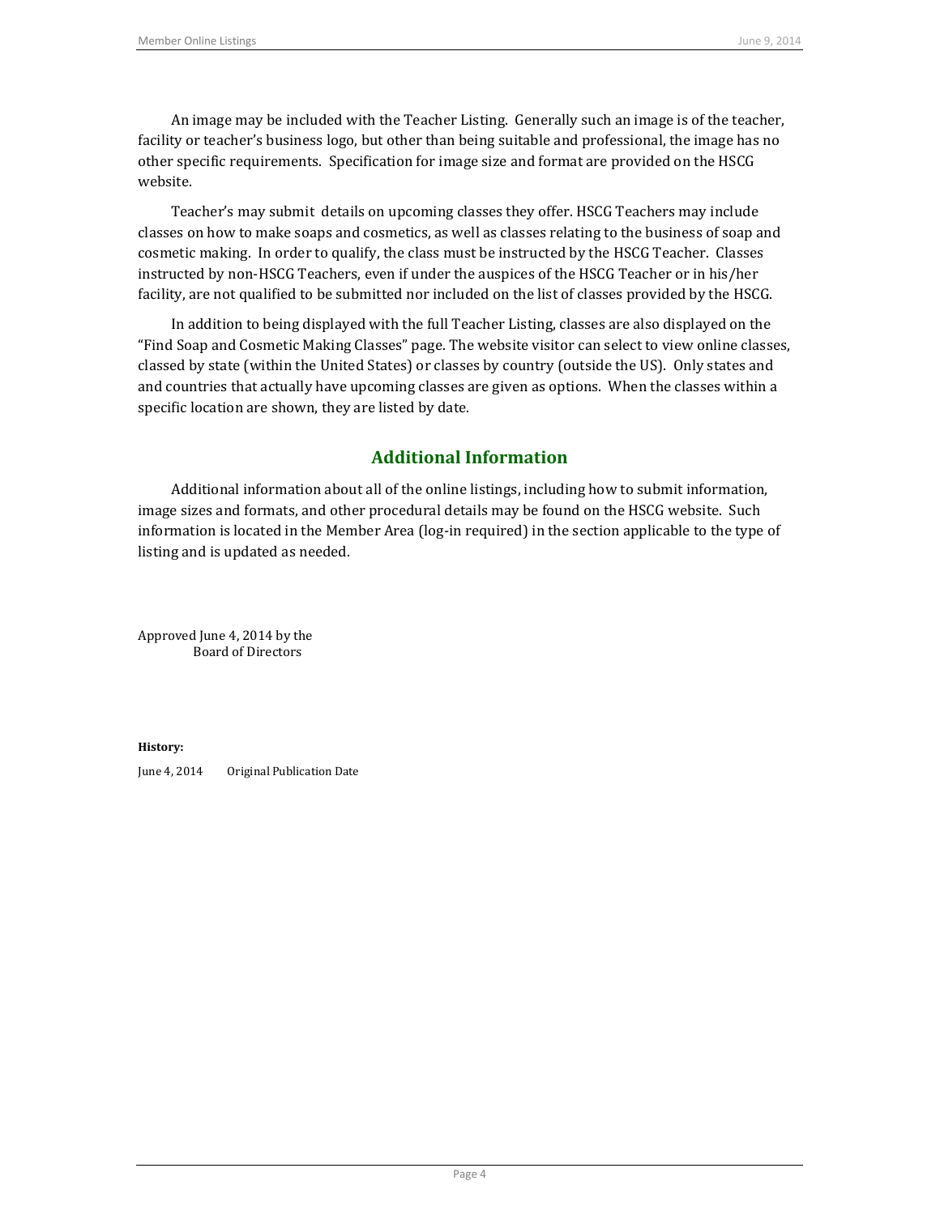An image may be included with the Teacher Listing. Generally such an image is of the teacher, facility or teacher's business logo, but other than being suitable and professional, the image has no other specific requirements. Specification for image size and format are provided on the HSCG website.

Teacher's may submit details on upcoming classes they offer. HSCG Teachers may include classes on how to make soaps and cosmetics, as well as classes relating to the business of soap and cosmetic making. In order to qualify, the class must be instructed by the HSCG Teacher. Classes instructed by non-HSCG Teachers, even if under the auspices of the HSCG Teacher or in his/her facility, are not qualified to be submitted nor included on the list of classes provided by the HSCG.

In addition to being displayed with the full Teacher Listing, classes are also displayed on the "Find Soap and Cosmetic Making Classes" page. The website visitor can select to view online classes, classed by state (within the United States) or classes by country (outside the US). Only states and and countries that actually have upcoming classes are given as options. When the classes within a specific location are shown, they are listed by date.

## Additional Information

Additional information about all of the online listings, including how to submit information, image sizes and formats, and other procedural details may be found on the HSCG website. Such information is located in the Member Area (log-in required) in the section applicable to the type of listing and is updated as needed.

Approved June 4, 2014 by the
Board of Directors

**History:**

June 4, 2014 Original Publication Date